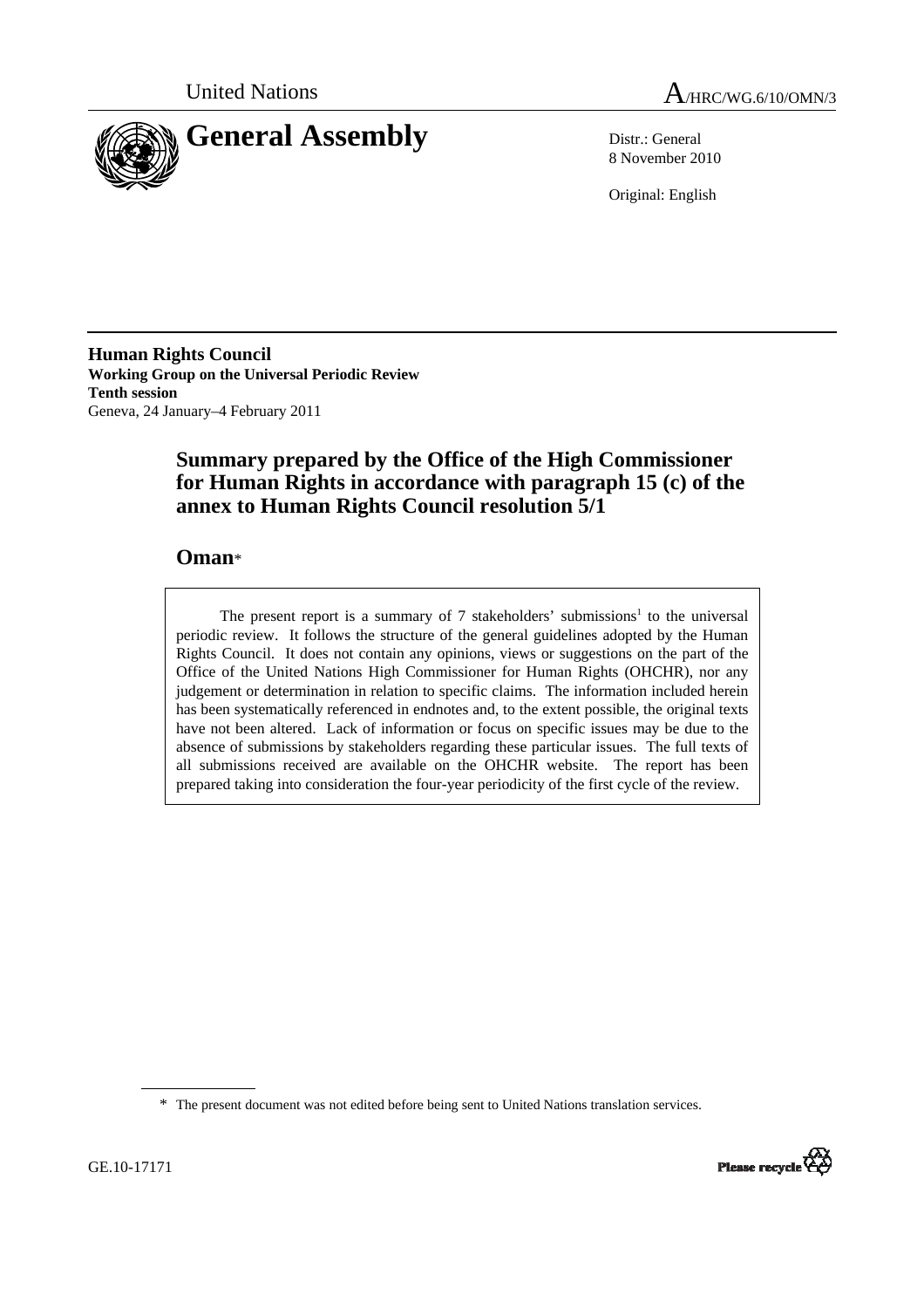United Nations A/HRC/WG.6/10/OMN/3

# General Assembly

Distr.: General
8 November 2010

Original: English

**Human Rights Council**
**Working Group on the Universal Periodic Review**
**Tenth session**
Geneva, 24 January–4 February 2011

## Summary prepared by the Office of the High Commissioner for Human Rights in accordance with paragraph 15 (c) of the annex to Human Rights Council resolution 5/1

## Oman*

The present report is a summary of 7 stakeholders' submissions[1] to the universal periodic review. It follows the structure of the general guidelines adopted by the Human Rights Council. It does not contain any opinions, views or suggestions on the part of the Office of the United Nations High Commissioner for Human Rights (OHCHR), nor any judgement or determination in relation to specific claims. The information included herein has been systematically referenced in endnotes and, to the extent possible, the original texts have not been altered. Lack of information or focus on specific issues may be due to the absence of submissions by stakeholders regarding these particular issues. The full texts of all submissions received are available on the OHCHR website. The report has been prepared taking into consideration the four-year periodicity of the first cycle of the review.

\* The present document was not edited before being sent to United Nations translation services.

GE.10-17171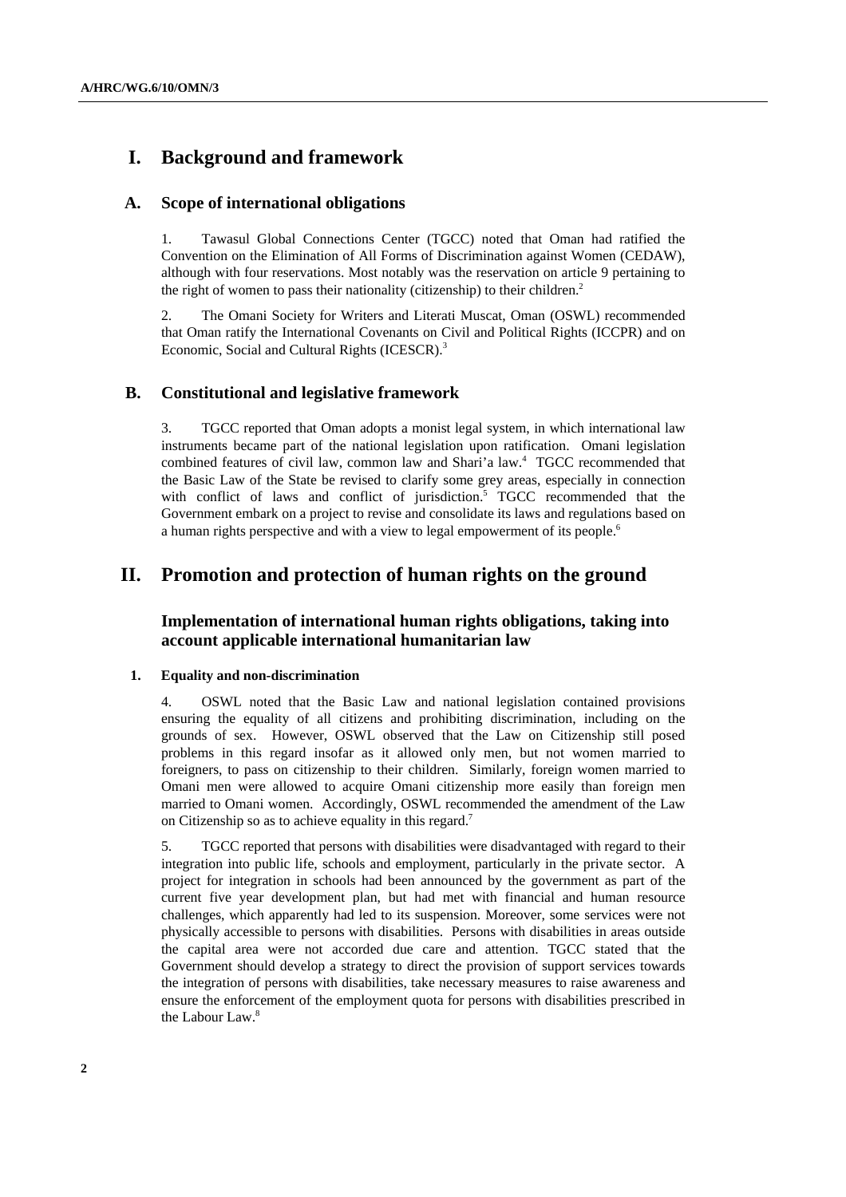# I. Background and framework

## A. Scope of international obligations

1. Tawasul Global Connections Center (TGCC) noted that Oman had ratified the Convention on the Elimination of All Forms of Discrimination against Women (CEDAW), although with four reservations. Most notably was the reservation on article 9 pertaining to the right of women to pass their nationality (citizenship) to their children.[2]

2. The Omani Society for Writers and Literati Muscat, Oman (OSWL) recommended that Oman ratify the International Covenants on Civil and Political Rights (ICCPR) and on Economic, Social and Cultural Rights (ICESCR).[3]

## B. Constitutional and legislative framework

3. TGCC reported that Oman adopts a monist legal system, in which international law instruments became part of the national legislation upon ratification. Omani legislation combined features of civil law, common law and Shari'a law.[4] TGCC recommended that the Basic Law of the State be revised to clarify some grey areas, especially in connection with conflict of laws and conflict of jurisdiction.[5] TGCC recommended that the Government embark on a project to revise and consolidate its laws and regulations based on a human rights perspective and with a view to legal empowerment of its people.[6]

# II. Promotion and protection of human rights on the ground

## Implementation of international human rights obligations, taking into account applicable international humanitarian law

### 1. Equality and non-discrimination

4. OSWL noted that the Basic Law and national legislation contained provisions ensuring the equality of all citizens and prohibiting discrimination, including on the grounds of sex. However, OSWL observed that the Law on Citizenship still posed problems in this regard insofar as it allowed only men, but not women married to foreigners, to pass on citizenship to their children. Similarly, foreign women married to Omani men were allowed to acquire Omani citizenship more easily than foreign men married to Omani women. Accordingly, OSWL recommended the amendment of the Law on Citizenship so as to achieve equality in this regard.[7]

5. TGCC reported that persons with disabilities were disadvantaged with regard to their integration into public life, schools and employment, particularly in the private sector. A project for integration in schools had been announced by the government as part of the current five year development plan, but had met with financial and human resource challenges, which apparently had led to its suspension. Moreover, some services were not physically accessible to persons with disabilities. Persons with disabilities in areas outside the capital area were not accorded due care and attention. TGCC stated that the Government should develop a strategy to direct the provision of support services towards the integration of persons with disabilities, take necessary measures to raise awareness and ensure the enforcement of the employment quota for persons with disabilities prescribed in the Labour Law.[8]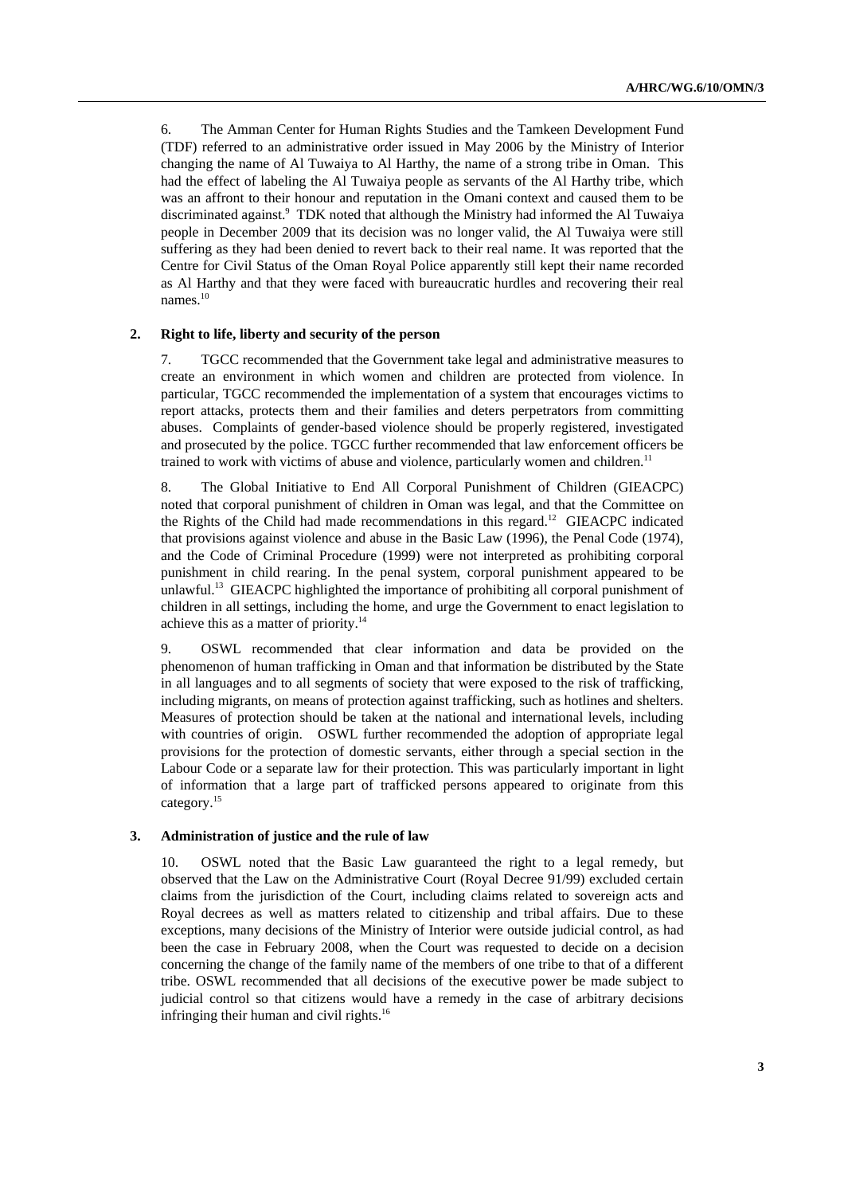6. The Amman Center for Human Rights Studies and the Tamkeen Development Fund (TDF) referred to an administrative order issued in May 2006 by the Ministry of Interior changing the name of Al Tuwaiya to Al Harthy, the name of a strong tribe in Oman. This had the effect of labeling the Al Tuwaiya people as servants of the Al Harthy tribe, which was an affront to their honour and reputation in the Omani context and caused them to be discriminated against.[9] TDK noted that although the Ministry had informed the Al Tuwaiya people in December 2009 that its decision was no longer valid, the Al Tuwaiya were still suffering as they had been denied to revert back to their real name. It was reported that the Centre for Civil Status of the Oman Royal Police apparently still kept their name recorded as Al Harthy and that they were faced with bureaucratic hurdles and recovering their real names.[10]

### 2. Right to life, liberty and security of the person

7. TGCC recommended that the Government take legal and administrative measures to create an environment in which women and children are protected from violence. In particular, TGCC recommended the implementation of a system that encourages victims to report attacks, protects them and their families and deters perpetrators from committing abuses. Complaints of gender-based violence should be properly registered, investigated and prosecuted by the police. TGCC further recommended that law enforcement officers be trained to work with victims of abuse and violence, particularly women and children.[11]

8. The Global Initiative to End All Corporal Punishment of Children (GIEACPC) noted that corporal punishment of children in Oman was legal, and that the Committee on the Rights of the Child had made recommendations in this regard.[12] GIEACPC indicated that provisions against violence and abuse in the Basic Law (1996), the Penal Code (1974), and the Code of Criminal Procedure (1999) were not interpreted as prohibiting corporal punishment in child rearing. In the penal system, corporal punishment appeared to be unlawful.[13] GIEACPC highlighted the importance of prohibiting all corporal punishment of children in all settings, including the home, and urge the Government to enact legislation to achieve this as a matter of priority.[14]

9. OSWL recommended that clear information and data be provided on the phenomenon of human trafficking in Oman and that information be distributed by the State in all languages and to all segments of society that were exposed to the risk of trafficking, including migrants, on means of protection against trafficking, such as hotlines and shelters. Measures of protection should be taken at the national and international levels, including with countries of origin. OSWL further recommended the adoption of appropriate legal provisions for the protection of domestic servants, either through a special section in the Labour Code or a separate law for their protection. This was particularly important in light of information that a large part of trafficked persons appeared to originate from this category.[15]

### 3. Administration of justice and the rule of law

10. OSWL noted that the Basic Law guaranteed the right to a legal remedy, but observed that the Law on the Administrative Court (Royal Decree 91/99) excluded certain claims from the jurisdiction of the Court, including claims related to sovereign acts and Royal decrees as well as matters related to citizenship and tribal affairs. Due to these exceptions, many decisions of the Ministry of Interior were outside judicial control, as had been the case in February 2008, when the Court was requested to decide on a decision concerning the change of the family name of the members of one tribe to that of a different tribe. OSWL recommended that all decisions of the executive power be made subject to judicial control so that citizens would have a remedy in the case of arbitrary decisions infringing their human and civil rights.[16]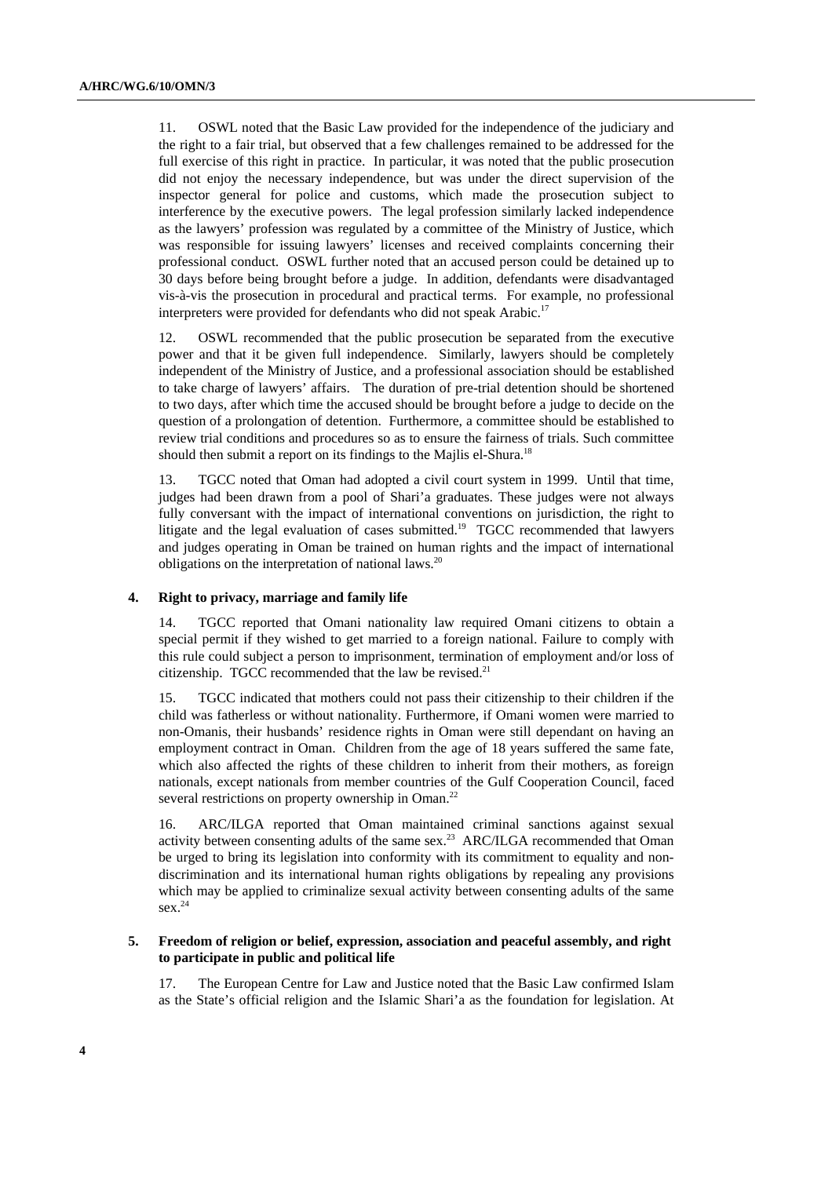11. OSWL noted that the Basic Law provided for the independence of the judiciary and the right to a fair trial, but observed that a few challenges remained to be addressed for the full exercise of this right in practice. In particular, it was noted that the public prosecution did not enjoy the necessary independence, but was under the direct supervision of the inspector general for police and customs, which made the prosecution subject to interference by the executive powers. The legal profession similarly lacked independence as the lawyers' profession was regulated by a committee of the Ministry of Justice, which was responsible for issuing lawyers' licenses and received complaints concerning their professional conduct. OSWL further noted that an accused person could be detained up to 30 days before being brought before a judge. In addition, defendants were disadvantaged vis-à-vis the prosecution in procedural and practical terms. For example, no professional interpreters were provided for defendants who did not speak Arabic.[17]

12. OSWL recommended that the public prosecution be separated from the executive power and that it be given full independence. Similarly, lawyers should be completely independent of the Ministry of Justice, and a professional association should be established to take charge of lawyers' affairs. The duration of pre-trial detention should be shortened to two days, after which time the accused should be brought before a judge to decide on the question of a prolongation of detention. Furthermore, a committee should be established to review trial conditions and procedures so as to ensure the fairness of trials. Such committee should then submit a report on its findings to the Majlis el-Shura.[18]

13. TGCC noted that Oman had adopted a civil court system in 1999. Until that time, judges had been drawn from a pool of Shari'a graduates. These judges were not always fully conversant with the impact of international conventions on jurisdiction, the right to litigate and the legal evaluation of cases submitted.[19] TGCC recommended that lawyers and judges operating in Oman be trained on human rights and the impact of international obligations on the interpretation of national laws.[20]

### 4. Right to privacy, marriage and family life

14. TGCC reported that Omani nationality law required Omani citizens to obtain a special permit if they wished to get married to a foreign national. Failure to comply with this rule could subject a person to imprisonment, termination of employment and/or loss of citizenship. TGCC recommended that the law be revised.[21]

15. TGCC indicated that mothers could not pass their citizenship to their children if the child was fatherless or without nationality. Furthermore, if Omani women were married to non-Omanis, their husbands' residence rights in Oman were still dependant on having an employment contract in Oman. Children from the age of 18 years suffered the same fate, which also affected the rights of these children to inherit from their mothers, as foreign nationals, except nationals from member countries of the Gulf Cooperation Council, faced several restrictions on property ownership in Oman.[22]

16. ARC/ILGA reported that Oman maintained criminal sanctions against sexual activity between consenting adults of the same sex.[23] ARC/ILGA recommended that Oman be urged to bring its legislation into conformity with its commitment to equality and non-discrimination and its international human rights obligations by repealing any provisions which may be applied to criminalize sexual activity between consenting adults of the same sex.[24]

### 5. Freedom of religion or belief, expression, association and peaceful assembly, and right to participate in public and political life

17. The European Centre for Law and Justice noted that the Basic Law confirmed Islam as the State's official religion and the Islamic Shari'a as the foundation for legislation. At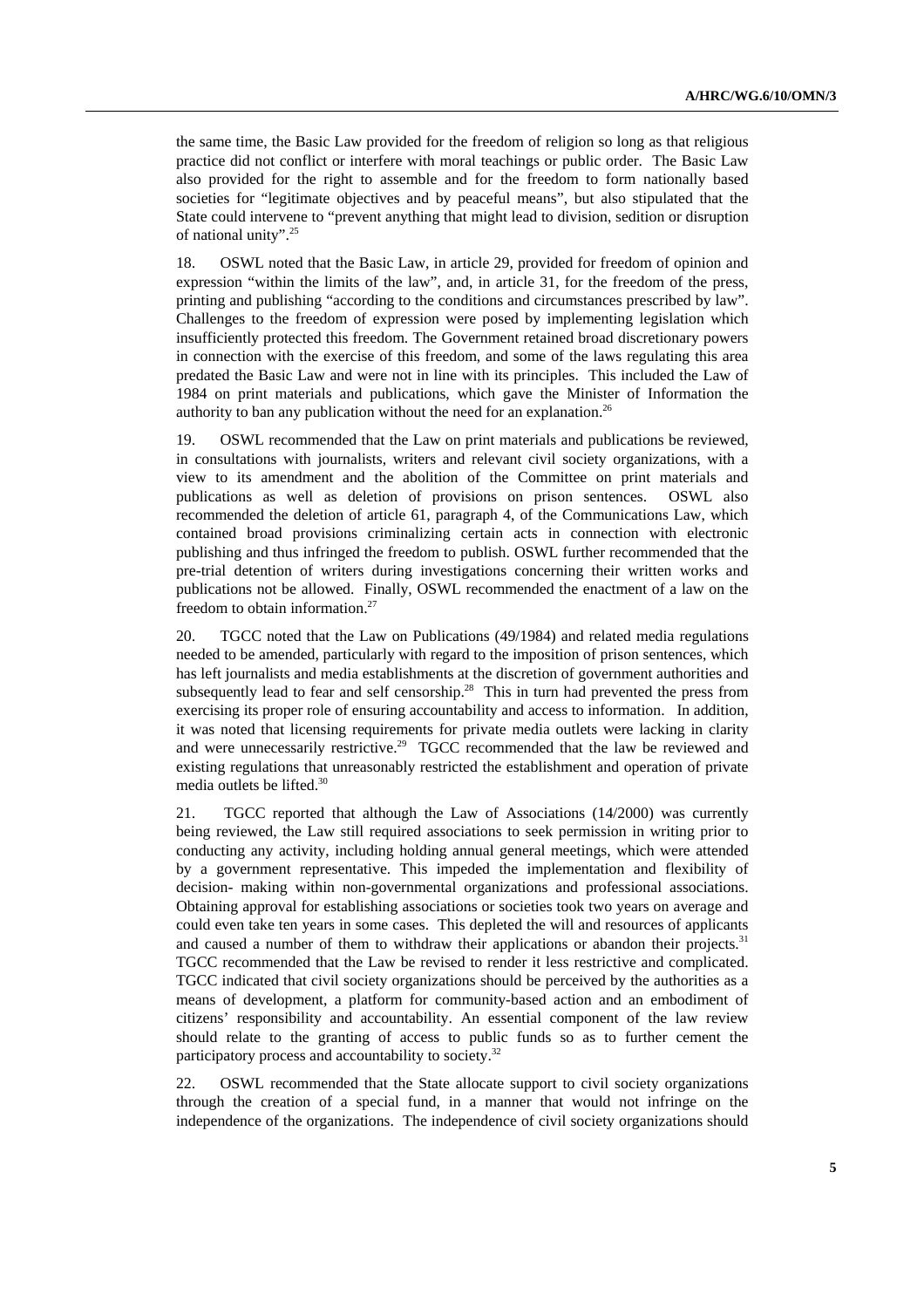the same time, the Basic Law provided for the freedom of religion so long as that religious practice did not conflict or interfere with moral teachings or public order. The Basic Law also provided for the right to assemble and for the freedom to form nationally based societies for "legitimate objectives and by peaceful means", but also stipulated that the State could intervene to "prevent anything that might lead to division, sedition or disruption of national unity".[25]

18. OSWL noted that the Basic Law, in article 29, provided for freedom of opinion and expression "within the limits of the law", and, in article 31, for the freedom of the press, printing and publishing "according to the conditions and circumstances prescribed by law". Challenges to the freedom of expression were posed by implementing legislation which insufficiently protected this freedom. The Government retained broad discretionary powers in connection with the exercise of this freedom, and some of the laws regulating this area predated the Basic Law and were not in line with its principles. This included the Law of 1984 on print materials and publications, which gave the Minister of Information the authority to ban any publication without the need for an explanation.[26]

19. OSWL recommended that the Law on print materials and publications be reviewed, in consultations with journalists, writers and relevant civil society organizations, with a view to its amendment and the abolition of the Committee on print materials and publications as well as deletion of provisions on prison sentences. OSWL also recommended the deletion of article 61, paragraph 4, of the Communications Law, which contained broad provisions criminalizing certain acts in connection with electronic publishing and thus infringed the freedom to publish. OSWL further recommended that the pre-trial detention of writers during investigations concerning their written works and publications not be allowed. Finally, OSWL recommended the enactment of a law on the freedom to obtain information.[27]

20. TGCC noted that the Law on Publications (49/1984) and related media regulations needed to be amended, particularly with regard to the imposition of prison sentences, which has left journalists and media establishments at the discretion of government authorities and subsequently lead to fear and self censorship.[28] This in turn had prevented the press from exercising its proper role of ensuring accountability and access to information. In addition, it was noted that licensing requirements for private media outlets were lacking in clarity and were unnecessarily restrictive.[29] TGCC recommended that the law be reviewed and existing regulations that unreasonably restricted the establishment and operation of private media outlets be lifted.[30]

21. TGCC reported that although the Law of Associations (14/2000) was currently being reviewed, the Law still required associations to seek permission in writing prior to conducting any activity, including holding annual general meetings, which were attended by a government representative. This impeded the implementation and flexibility of decision- making within non-governmental organizations and professional associations. Obtaining approval for establishing associations or societies took two years on average and could even take ten years in some cases. This depleted the will and resources of applicants and caused a number of them to withdraw their applications or abandon their projects.[31] TGCC recommended that the Law be revised to render it less restrictive and complicated. TGCC indicated that civil society organizations should be perceived by the authorities as a means of development, a platform for community-based action and an embodiment of citizens' responsibility and accountability. An essential component of the law review should relate to the granting of access to public funds so as to further cement the participatory process and accountability to society.[32]

22. OSWL recommended that the State allocate support to civil society organizations through the creation of a special fund, in a manner that would not infringe on the independence of the organizations. The independence of civil society organizations should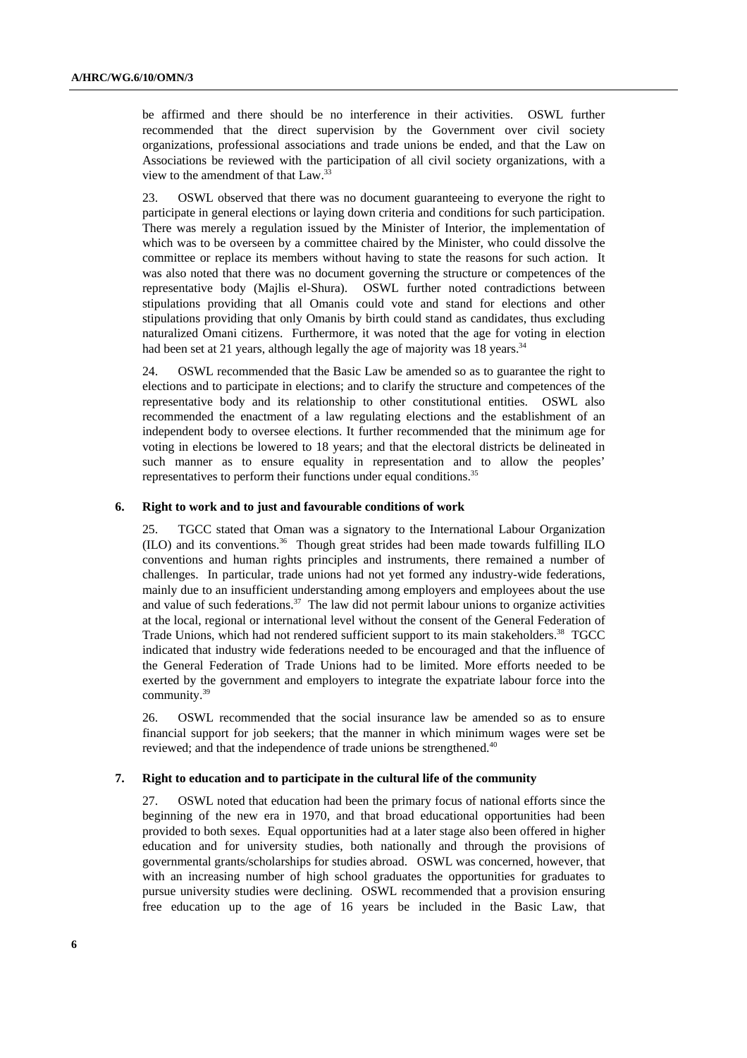be affirmed and there should be no interference in their activities. OSWL further recommended that the direct supervision by the Government over civil society organizations, professional associations and trade unions be ended, and that the Law on Associations be reviewed with the participation of all civil society organizations, with a view to the amendment of that Law.[33]

23. OSWL observed that there was no document guaranteeing to everyone the right to participate in general elections or laying down criteria and conditions for such participation. There was merely a regulation issued by the Minister of Interior, the implementation of which was to be overseen by a committee chaired by the Minister, who could dissolve the committee or replace its members without having to state the reasons for such action. It was also noted that there was no document governing the structure or competences of the representative body (Majlis el-Shura). OSWL further noted contradictions between stipulations providing that all Omanis could vote and stand for elections and other stipulations providing that only Omanis by birth could stand as candidates, thus excluding naturalized Omani citizens. Furthermore, it was noted that the age for voting in election had been set at 21 years, although legally the age of majority was 18 years.[34]

24. OSWL recommended that the Basic Law be amended so as to guarantee the right to elections and to participate in elections; and to clarify the structure and competences of the representative body and its relationship to other constitutional entities. OSWL also recommended the enactment of a law regulating elections and the establishment of an independent body to oversee elections. It further recommended that the minimum age for voting in elections be lowered to 18 years; and that the electoral districts be delineated in such manner as to ensure equality in representation and to allow the peoples' representatives to perform their functions under equal conditions.[35]

### 6. Right to work and to just and favourable conditions of work

25. TGCC stated that Oman was a signatory to the International Labour Organization (ILO) and its conventions.[36] Though great strides had been made towards fulfilling ILO conventions and human rights principles and instruments, there remained a number of challenges. In particular, trade unions had not yet formed any industry-wide federations, mainly due to an insufficient understanding among employers and employees about the use and value of such federations.[37] The law did not permit labour unions to organize activities at the local, regional or international level without the consent of the General Federation of Trade Unions, which had not rendered sufficient support to its main stakeholders.[38] TGCC indicated that industry wide federations needed to be encouraged and that the influence of the General Federation of Trade Unions had to be limited. More efforts needed to be exerted by the government and employers to integrate the expatriate labour force into the community.[39]

26. OSWL recommended that the social insurance law be amended so as to ensure financial support for job seekers; that the manner in which minimum wages were set be reviewed; and that the independence of trade unions be strengthened.[40]

### 7. Right to education and to participate in the cultural life of the community

27. OSWL noted that education had been the primary focus of national efforts since the beginning of the new era in 1970, and that broad educational opportunities had been provided to both sexes. Equal opportunities had at a later stage also been offered in higher education and for university studies, both nationally and through the provisions of governmental grants/scholarships for studies abroad. OSWL was concerned, however, that with an increasing number of high school graduates the opportunities for graduates to pursue university studies were declining. OSWL recommended that a provision ensuring free education up to the age of 16 years be included in the Basic Law, that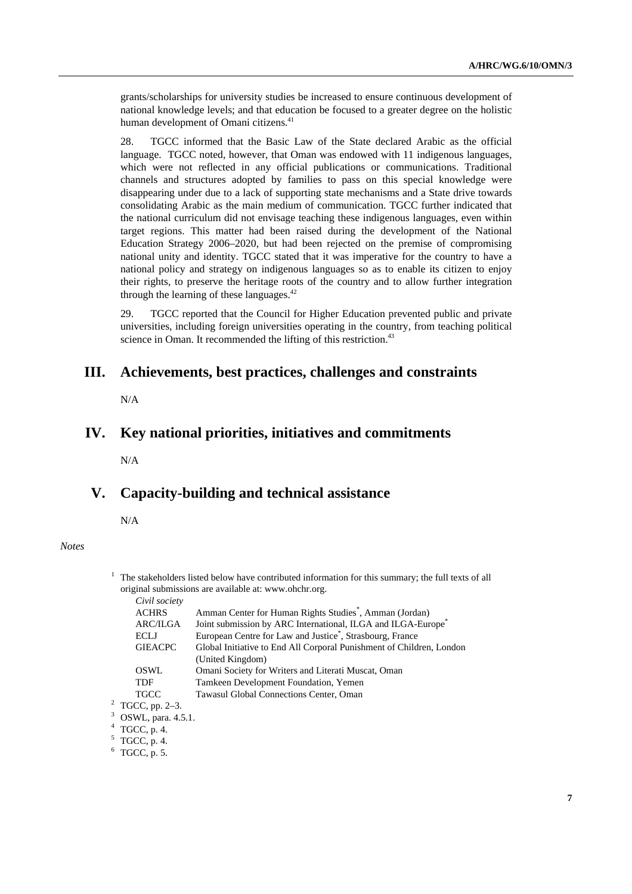grants/scholarships for university studies be increased to ensure continuous development of national knowledge levels; and that education be focused to a greater degree on the holistic human development of Omani citizens.[41]

28. TGCC informed that the Basic Law of the State declared Arabic as the official language. TGCC noted, however, that Oman was endowed with 11 indigenous languages, which were not reflected in any official publications or communications. Traditional channels and structures adopted by families to pass on this special knowledge were disappearing under due to a lack of supporting state mechanisms and a State drive towards consolidating Arabic as the main medium of communication. TGCC further indicated that the national curriculum did not envisage teaching these indigenous languages, even within target regions. This matter had been raised during the development of the National Education Strategy 2006–2020, but had been rejected on the premise of compromising national unity and identity. TGCC stated that it was imperative for the country to have a national policy and strategy on indigenous languages so as to enable its citizen to enjoy their rights, to preserve the heritage roots of the country and to allow further integration through the learning of these languages.[42]

29. TGCC reported that the Council for Higher Education prevented public and private universities, including foreign universities operating in the country, from teaching political science in Oman. It recommended the lifting of this restriction.[43]

## III. Achievements, best practices, challenges and constraints

N/A

## IV. Key national priorities, initiatives and commitments

N/A

## V. Capacity-building and technical assistance

N/A

*Notes*

[1] The stakeholders listed below have contributed information for this summary; the full texts of all original submissions are available at: www.ohchr.org.

*Civil society*

| | |
|---|---|
| ACHRS | Amman Center for Human Rights Studies*, Amman (Jordan) |
| ARC/ILGA | Joint submission by ARC International, ILGA and ILGA-Europe* |
| ECLJ | European Centre for Law and Justice*, Strasbourg, France |
| GIEACPC | Global Initiative to End All Corporal Punishment of Children, London (United Kingdom) |
| OSWL | Omani Society for Writers and Literati Muscat, Oman |
| TDF | Tamkeen Development Foundation, Yemen |
| TGCC | Tawasul Global Connections Center, Oman |

[2] TGCC, pp. 2–3.

[3] OSWL, para. 4.5.1.

[4] TGCC, p. 4.

[5] TGCC, p. 4.

[6] TGCC, p. 5.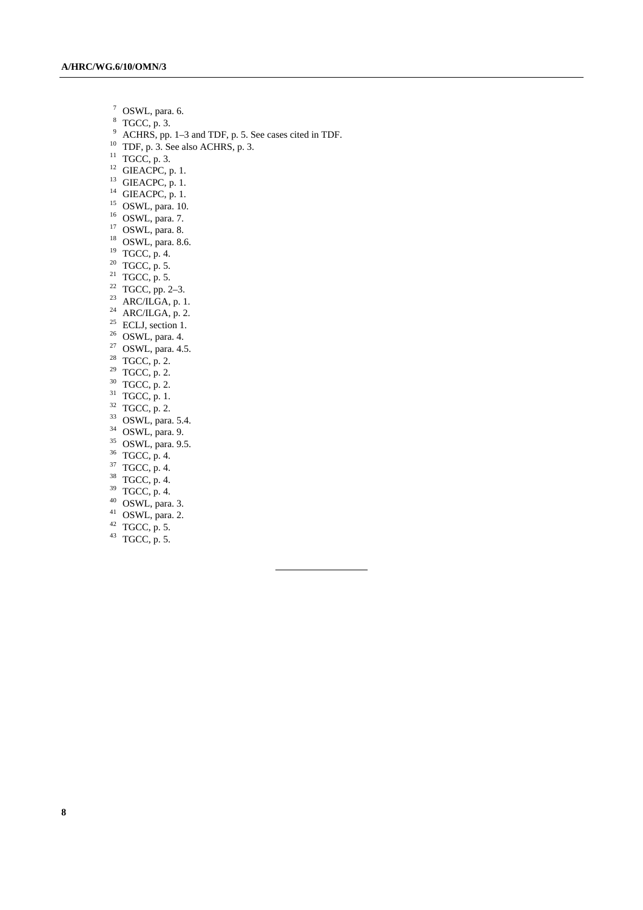[7] OSWL, para. 6.
[8] TGCC, p. 3.
[9] ACHRS, pp. 1–3 and TDF, p. 5. See cases cited in TDF.
[10] TDF, p. 3. See also ACHRS, p. 3.
[11] TGCC, p. 3.
[12] GIEACPC, p. 1.
[13] GIEACPC, p. 1.
[14] GIEACPC, p. 1.
[15] OSWL, para. 10.
[16] OSWL, para. 7.
[17] OSWL, para. 8.
[18] OSWL, para. 8.6.
[19] TGCC, p. 4.
[20] TGCC, p. 5.
[21] TGCC, p. 5.
[22] TGCC, pp. 2–3.
[23] ARC/ILGA, p. 1.
[24] ARC/ILGA, p. 2.
[25] ECLJ, section 1.
[26] OSWL, para. 4.
[27] OSWL, para. 4.5.
[28] TGCC, p. 2.
[29] TGCC, p. 2.
[30] TGCC, p. 2.
[31] TGCC, p. 1.
[32] TGCC, p. 2.
[33] OSWL, para. 5.4.
[34] OSWL, para. 9.
[35] OSWL, para. 9.5.
[36] TGCC, p. 4.
[37] TGCC, p. 4.
[38] TGCC, p. 4.
[39] TGCC, p. 4.
[40] OSWL, para. 3.
[41] OSWL, para. 2.
[42] TGCC, p. 5.
[43] TGCC, p. 5.